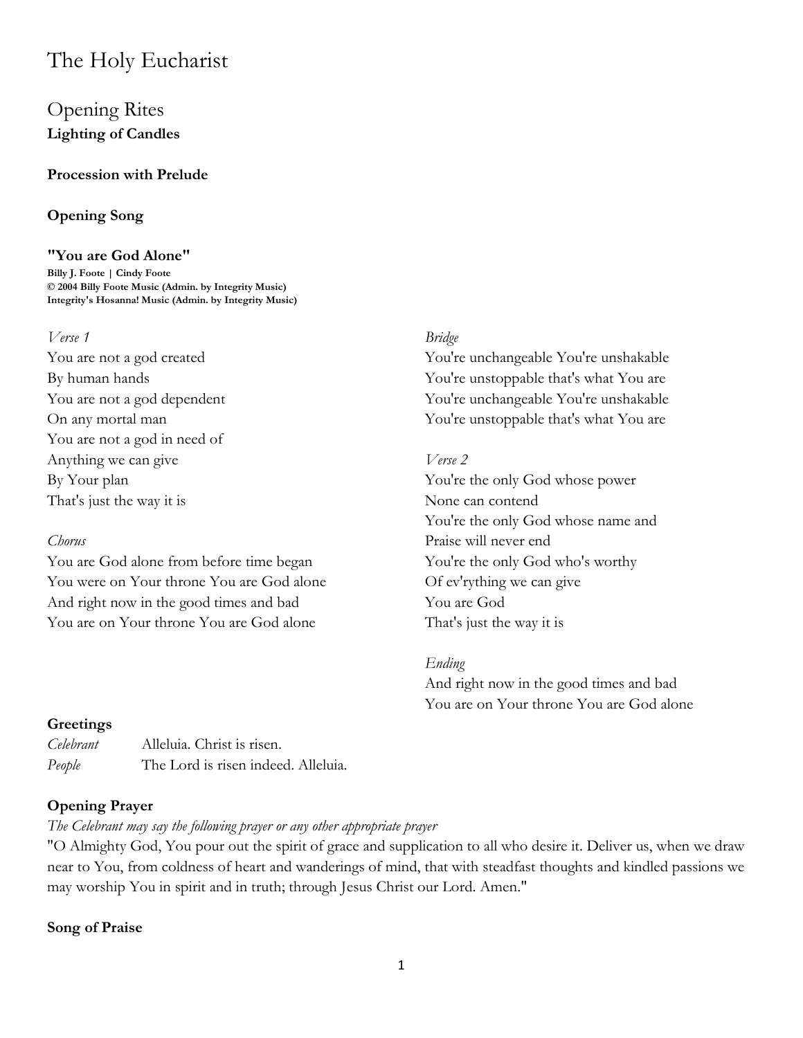# The Holy Eucharist

## Opening Rites

**Lighting of Candles**

**Procession with Prelude**

**Opening Song**

**"You are God Alone"**

**Billy J. Foote | Cindy Foote**
**© 2004 Billy Foote Music (Admin. by Integrity Music)**
**Integrity's Hosanna! Music (Admin. by Integrity Music)**

*Verse 1*
You are not a god created
By human hands
You are not a god dependent
On any mortal man
You are not a god in need of
Anything we can give
By Your plan
That's just the way it is

*Chorus*
You are God alone from before time began
You were on Your throne You are God alone
And right now in the good times and bad
You are on Your throne You are God alone

*Bridge*
You're unchangeable You're unshakable
You're unstoppable that's what You are
You're unchangeable You're unshakable
You're unstoppable that's what You are

*Verse 2*
You're the only God whose power
None can contend
You're the only God whose name and
Praise will never end
You're the only God who's worthy
Of ev'rything we can give
You are God
That's just the way it is

*Ending*
And right now in the good times and bad
You are on Your throne You are God alone

**Greetings**

*Celebrant* Alleluia. Christ is risen.
*People* The Lord is risen indeed. Alleluia.

**Opening Prayer**

*The Celebrant may say the following prayer or any other appropriate prayer*

"O Almighty God, You pour out the spirit of grace and supplication to all who desire it. Deliver us, when we draw near to You, from coldness of heart and wanderings of mind, that with steadfast thoughts and kindled passions we may worship You in spirit and in truth; through Jesus Christ our Lord. Amen."

**Song of Praise**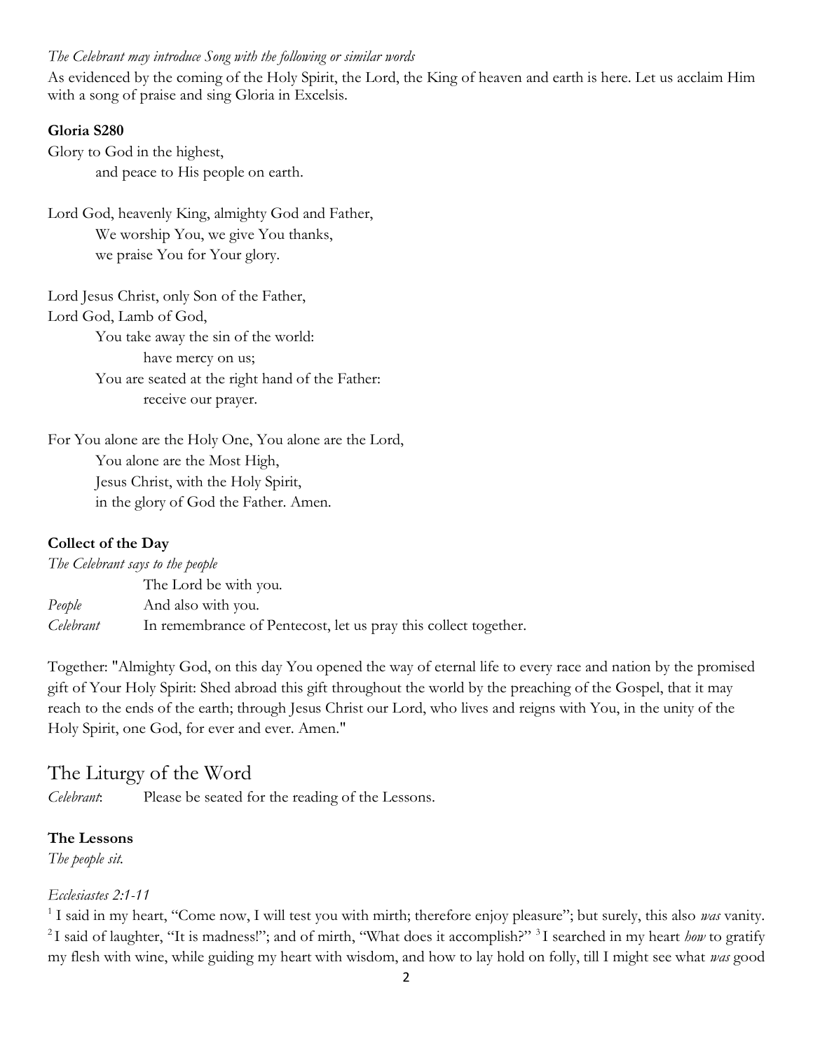*The Celebrant may introduce Song with the following or similar words*

As evidenced by the coming of the Holy Spirit, the Lord, the King of heaven and earth is here. Let us acclaim Him with a song of praise and sing Gloria in Excelsis.

**Gloria S280**

Glory to God in the highest,
 and peace to His people on earth.

Lord God, heavenly King, almighty God and Father,
 We worship You, we give You thanks,
 we praise You for Your glory.

Lord Jesus Christ, only Son of the Father,
Lord God, Lamb of God,
 You take away the sin of the world:
 have mercy on us;
 You are seated at the right hand of the Father:
 receive our prayer.

For You alone are the Holy One, You alone are the Lord,
 You alone are the Most High,
 Jesus Christ, with the Holy Spirit,
 in the glory of God the Father. Amen.

**Collect of the Day**

*The Celebrant says to the people*

| | |
|---|---|
| | The Lord be with you. |
| *People* | And also with you. |
| *Celebrant* | In remembrance of Pentecost, let us pray this collect together. |

Together: "Almighty God, on this day You opened the way of eternal life to every race and nation by the promised gift of Your Holy Spirit: Shed abroad this gift throughout the world by the preaching of the Gospel, that it may reach to the ends of the earth; through Jesus Christ our Lord, who lives and reigns with You, in the unity of the Holy Spirit, one God, for ever and ever. Amen."

## The Liturgy of the Word

*Celebrant*: Please be seated for the reading of the Lessons.

**The Lessons**

*The people sit.*

*Ecclesiastes 2:1-11*

[1] I said in my heart, "Come now, I will test you with mirth; therefore enjoy pleasure"; but surely, this also *was* vanity. [2] I said of laughter, "It is madness!"; and of mirth, "What does it accomplish?" [3] I searched in my heart *how* to gratify my flesh with wine, while guiding my heart with wisdom, and how to lay hold on folly, till I might see what *was* good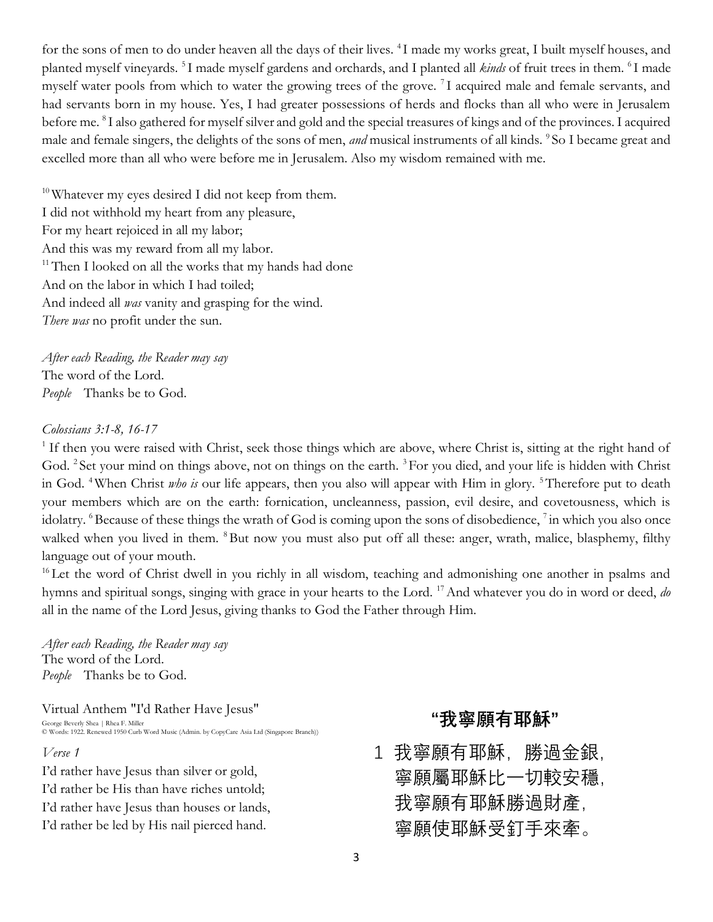for the sons of men to do under heaven all the days of their lives. [4] I made my works great, I built myself houses, and planted myself vineyards. [5] I made myself gardens and orchards, and I planted all *kinds* of fruit trees in them. [6] I made myself water pools from which to water the growing trees of the grove. [7] I acquired male and female servants, and had servants born in my house. Yes, I had greater possessions of herds and flocks than all who were in Jerusalem before me. [8] I also gathered for myself silver and gold and the special treasures of kings and of the provinces. I acquired male and female singers, the delights of the sons of men, *and* musical instruments of all kinds. [9] So I became great and excelled more than all who were before me in Jerusalem. Also my wisdom remained with me.

[10] Whatever my eyes desired I did not keep from them.
I did not withhold my heart from any pleasure,
For my heart rejoiced in all my labor;
And this was my reward from all my labor.
[11] Then I looked on all the works that my hands had done
And on the labor in which I had toiled;
And indeed all *was* vanity and grasping for the wind.
*There was* no profit under the sun.

*After each Reading, the Reader may say*
The word of the Lord.
*People* Thanks be to God.

*Colossians 3:1-8, 16-17*

[1] If then you were raised with Christ, seek those things which are above, where Christ is, sitting at the right hand of God. [2] Set your mind on things above, not on things on the earth. [3] For you died, and your life is hidden with Christ in God. [4] When Christ *who is* our life appears, then you also will appear with Him in glory. [5] Therefore put to death your members which are on the earth: fornication, uncleanness, passion, evil desire, and covetousness, which is idolatry. [6] Because of these things the wrath of God is coming upon the sons of disobedience, [7] in which you also once walked when you lived in them. [8] But now you must also put off all these: anger, wrath, malice, blasphemy, filthy language out of your mouth.

[16] Let the word of Christ dwell in you richly in all wisdom, teaching and admonishing one another in psalms and hymns and spiritual songs, singing with grace in your hearts to the Lord. [17] And whatever you do in word or deed, *do* all in the name of the Lord Jesus, giving thanks to God the Father through Him.

*After each Reading, the Reader may say*
The word of the Lord.
*People* Thanks be to God.

Virtual Anthem "I'd Rather Have Jesus"
George Beverly Shea | Rhea F. Miller
© Words: 1922. Renewed 1950 Curb Word Music (Admin. by CopyCare Asia Ltd (Singapore Branch))

*Verse 1*

I'd rather have Jesus than silver or gold,
I'd rather be His than have riches untold;
I'd rather have Jesus than houses or lands,
I'd rather be led by His nail pierced hand.

## "我寧願有耶穌"

1 我寧願有耶穌，勝過金銀，
寧願屬耶穌比一切較安穩，
我寧願有耶穌勝過財產，
寧願使耶穌受釘手來牽。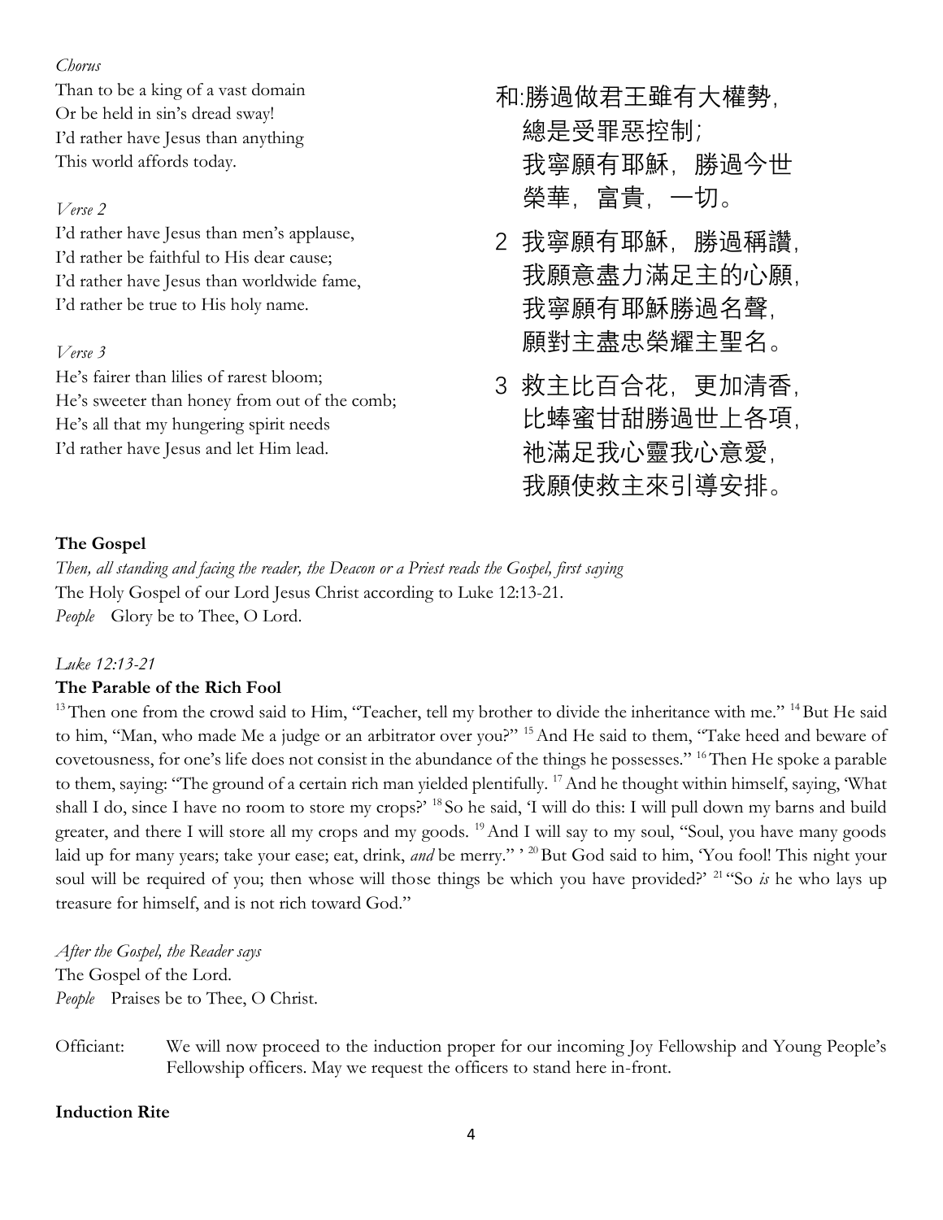*Chorus*

Than to be a king of a vast domain
Or be held in sin's dread sway!
I'd rather have Jesus than anything
This world affords today.

和:勝過做君王雖有大權勢,
總是受罪惡控制;
我寧願有耶穌,勝過今世
榮華,富貴,一切。

*Verse 2*

I'd rather have Jesus than men's applause,
I'd rather be faithful to His dear cause;
I'd rather have Jesus than worldwide fame,
I'd rather be true to His holy name.

2 我寧願有耶穌,勝過稱讚,
我願意盡力滿足主的心願,
我寧願有耶穌勝過名聲,
願對主盡忠榮耀主聖名。

*Verse 3*

He's fairer than lilies of rarest bloom;
He's sweeter than honey from out of the comb;
He's all that my hungering spirit needs
I'd rather have Jesus and let Him lead.

3 救主比百合花,更加清香,
比蜂蜜甘甜勝過世上各項,
祂滿足我心靈我心意愛,
我願使救主來引導安排。

**The Gospel**

*Then, all standing and facing the reader, the Deacon or a Priest reads the Gospel, first saying*
The Holy Gospel of our Lord Jesus Christ according to Luke 12:13-21.
*People* Glory be to Thee, O Lord.

*Luke 12:13-21*

**The Parable of the Rich Fool**

[13] Then one from the crowd said to Him, "Teacher, tell my brother to divide the inheritance with me." [14] But He said to him, "Man, who made Me a judge or an arbitrator over you?" [15] And He said to them, "Take heed and beware of covetousness, for one's life does not consist in the abundance of the things he possesses." [16] Then He spoke a parable to them, saying: "The ground of a certain rich man yielded plentifully. [17] And he thought within himself, saying, 'What shall I do, since I have no room to store my crops?' [18] So he said, 'I will do this: I will pull down my barns and build greater, and there I will store all my crops and my goods. [19] And I will say to my soul, "Soul, you have many goods laid up for many years; take your ease; eat, drink, *and* be merry." ' [20] But God said to him, 'You fool! This night your soul will be required of you; then whose will those things be which you have provided?' [21] "So *is* he who lays up treasure for himself, and is not rich toward God."

*After the Gospel, the Reader says*
The Gospel of the Lord.
*People* Praises be to Thee, O Christ.

Officiant: We will now proceed to the induction proper for our incoming Joy Fellowship and Young People's Fellowship officers. May we request the officers to stand here in-front.

**Induction Rite**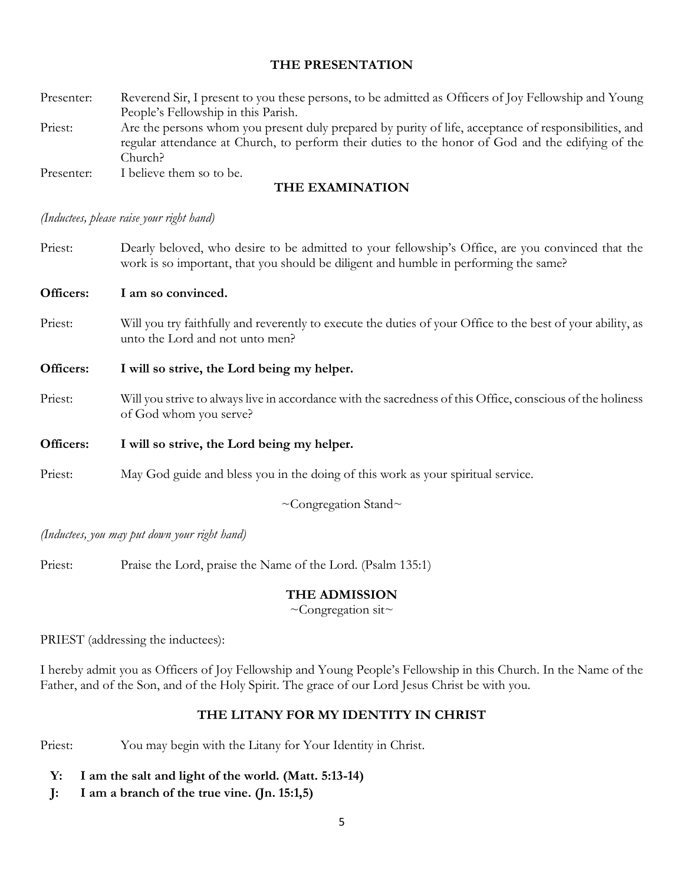## THE PRESENTATION

Presenter: Reverend Sir, I present to you these persons, to be admitted as Officers of Joy Fellowship and Young People's Fellowship in this Parish.

Priest: Are the persons whom you present duly prepared by purity of life, acceptance of responsibilities, and regular attendance at Church, to perform their duties to the honor of God and the edifying of the Church?

Presenter: I believe them so to be.

## THE EXAMINATION

*(Inductees, please raise your right hand)*

Priest: Dearly beloved, who desire to be admitted to your fellowship's Office, are you convinced that the work is so important, that you should be diligent and humble in performing the same?

**Officers: I am so convinced.**

Priest: Will you try faithfully and reverently to execute the duties of your Office to the best of your ability, as unto the Lord and not unto men?

**Officers: I will so strive, the Lord being my helper.**

Priest: Will you strive to always live in accordance with the sacredness of this Office, conscious of the holiness of God whom you serve?

**Officers: I will so strive, the Lord being my helper.**

Priest: May God guide and bless you in the doing of this work as your spiritual service.

~Congregation Stand~

*(Inductees, you may put down your right hand)*

Priest: Praise the Lord, praise the Name of the Lord. (Psalm 135:1)

## THE ADMISSION

~Congregation sit~

PRIEST (addressing the inductees):

I hereby admit you as Officers of Joy Fellowship and Young People's Fellowship in this Church. In the Name of the Father, and of the Son, and of the Holy Spirit. The grace of our Lord Jesus Christ be with you.

## THE LITANY FOR MY IDENTITY IN CHRIST

Priest: You may begin with the Litany for Your Identity in Christ.

**Y: I am the salt and light of the world. (Matt. 5:13-14)**

**J: I am a branch of the true vine. (Jn. 15:1,5)**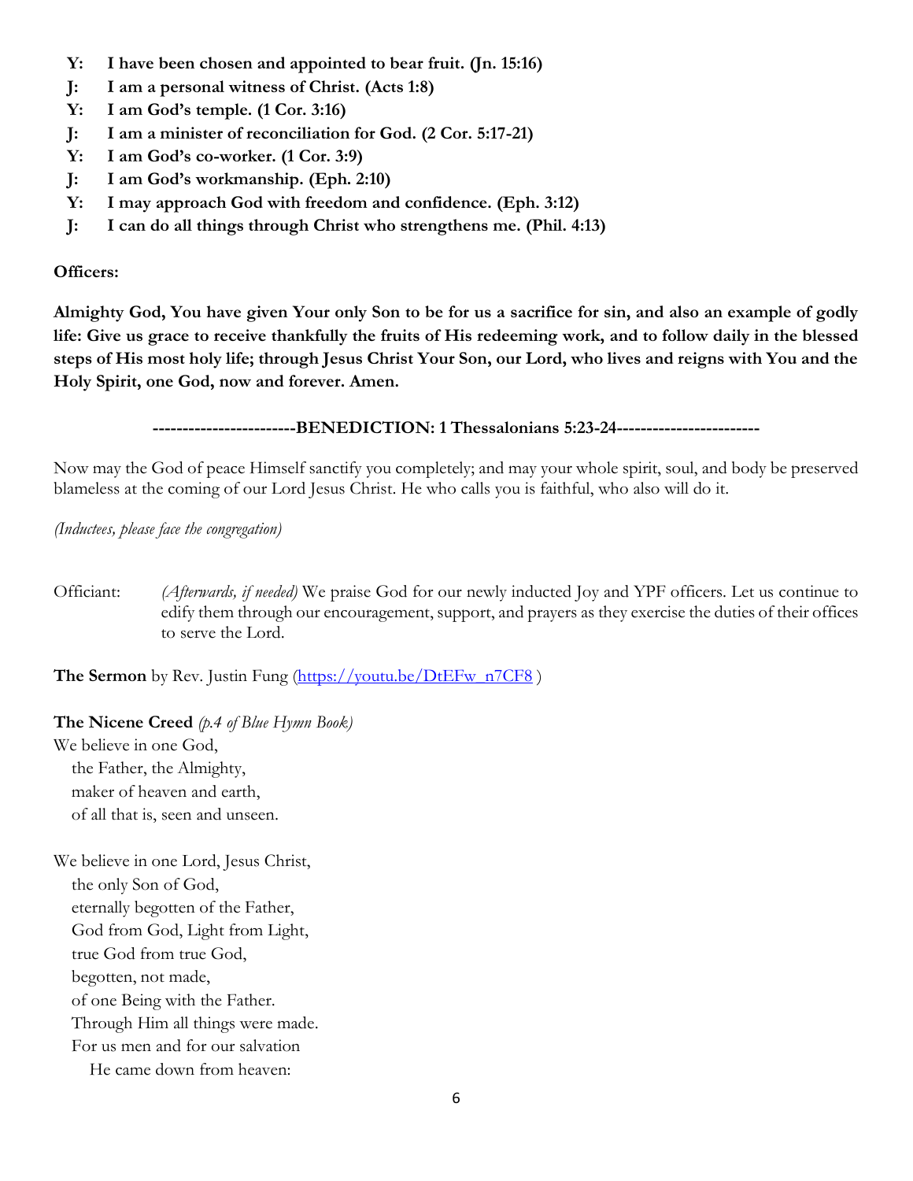**Y: I have been chosen and appointed to bear fruit. (Jn. 15:16)**
**J: I am a personal witness of Christ. (Acts 1:8)**
**Y: I am God's temple. (1 Cor. 3:16)**
**J: I am a minister of reconciliation for God. (2 Cor. 5:17-21)**
**Y: I am God's co-worker. (1 Cor. 3:9)**
**J: I am God's workmanship. (Eph. 2:10)**
**Y: I may approach God with freedom and confidence. (Eph. 3:12)**
**J: I can do all things through Christ who strengthens me. (Phil. 4:13)**

**Officers:**

**Almighty God, You have given Your only Son to be for us a sacrifice for sin, and also an example of godly life: Give us grace to receive thankfully the fruits of His redeeming work, and to follow daily in the blessed steps of His most holy life; through Jesus Christ Your Son, our Lord, who lives and reigns with You and the Holy Spirit, one God, now and forever. Amen.**

**------------------------BENEDICTION: 1 Thessalonians 5:23-24------------------------**

Now may the God of peace Himself sanctify you completely; and may your whole spirit, soul, and body be preserved blameless at the coming of our Lord Jesus Christ. He who calls you is faithful, who also will do it.

*(Inductees, please face the congregation)*

Officiant: *(Afterwards, if needed)* We praise God for our newly inducted Joy and YPF officers. Let us continue to edify them through our encouragement, support, and prayers as they exercise the duties of their offices to serve the Lord.

**The Sermon** by Rev. Justin Fung (https://youtu.be/DtEFw_n7CF8 )

**The Nicene Creed** *(p.4 of Blue Hymn Book)*

We believe in one God,
the Father, the Almighty,
maker of heaven and earth,
of all that is, seen and unseen.

We believe in one Lord, Jesus Christ,
the only Son of God,
eternally begotten of the Father,
God from God, Light from Light,
true God from true God,
begotten, not made,
of one Being with the Father.
Through Him all things were made.
For us men and for our salvation
He came down from heaven: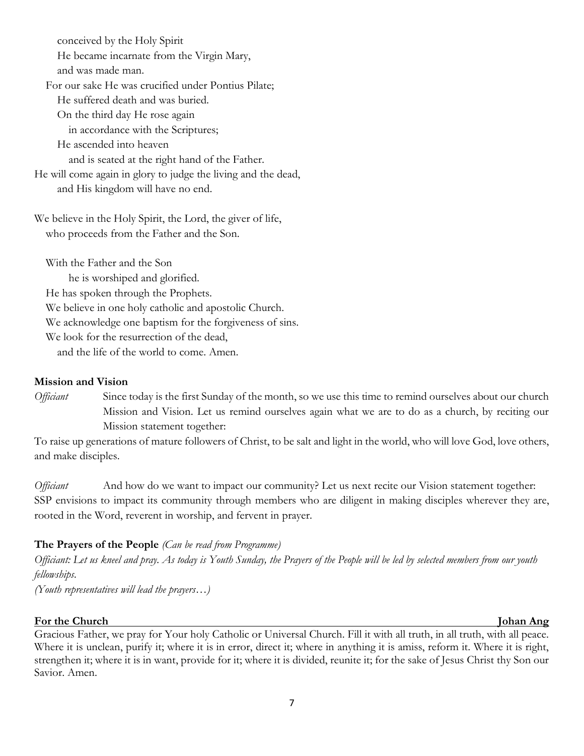conceived by the Holy Spirit
He became incarnate from the Virgin Mary,
and was made man.
For our sake He was crucified under Pontius Pilate;
He suffered death and was buried.
On the third day He rose again
in accordance with the Scriptures;
He ascended into heaven
and is seated at the right hand of the Father.
He will come again in glory to judge the living and the dead,
and His kingdom will have no end.

We believe in the Holy Spirit, the Lord, the giver of life,
who proceeds from the Father and the Son.

With the Father and the Son
he is worshiped and glorified.
He has spoken through the Prophets.
We believe in one holy catholic and apostolic Church.
We acknowledge one baptism for the forgiveness of sins.
We look for the resurrection of the dead,
and the life of the world to come. Amen.

**Mission and Vision**

*Officiant* Since today is the first Sunday of the month, so we use this time to remind ourselves about our church Mission and Vision. Let us remind ourselves again what we are to do as a church, by reciting our Mission statement together:

To raise up generations of mature followers of Christ, to be salt and light in the world, who will love God, love others, and make disciples.

*Officiant* And how do we want to impact our community? Let us next recite our Vision statement together:
SSP envisions to impact its community through members who are diligent in making disciples wherever they are, rooted in the Word, reverent in worship, and fervent in prayer.

**The Prayers of the People** *(Can be read from Programme)*

*Officiant: Let us kneel and pray. As today is Youth Sunday, the Prayers of the People will be led by selected members from our youth fellowships.*
*(Youth representatives will lead the prayers…)*

**For the Church — Johan Ang**

Gracious Father, we pray for Your holy Catholic or Universal Church. Fill it with all truth, in all truth, with all peace. Where it is unclean, purify it; where it is in error, direct it; where in anything it is amiss, reform it. Where it is right, strengthen it; where it is in want, provide for it; where it is divided, reunite it; for the sake of Jesus Christ thy Son our Savior. Amen.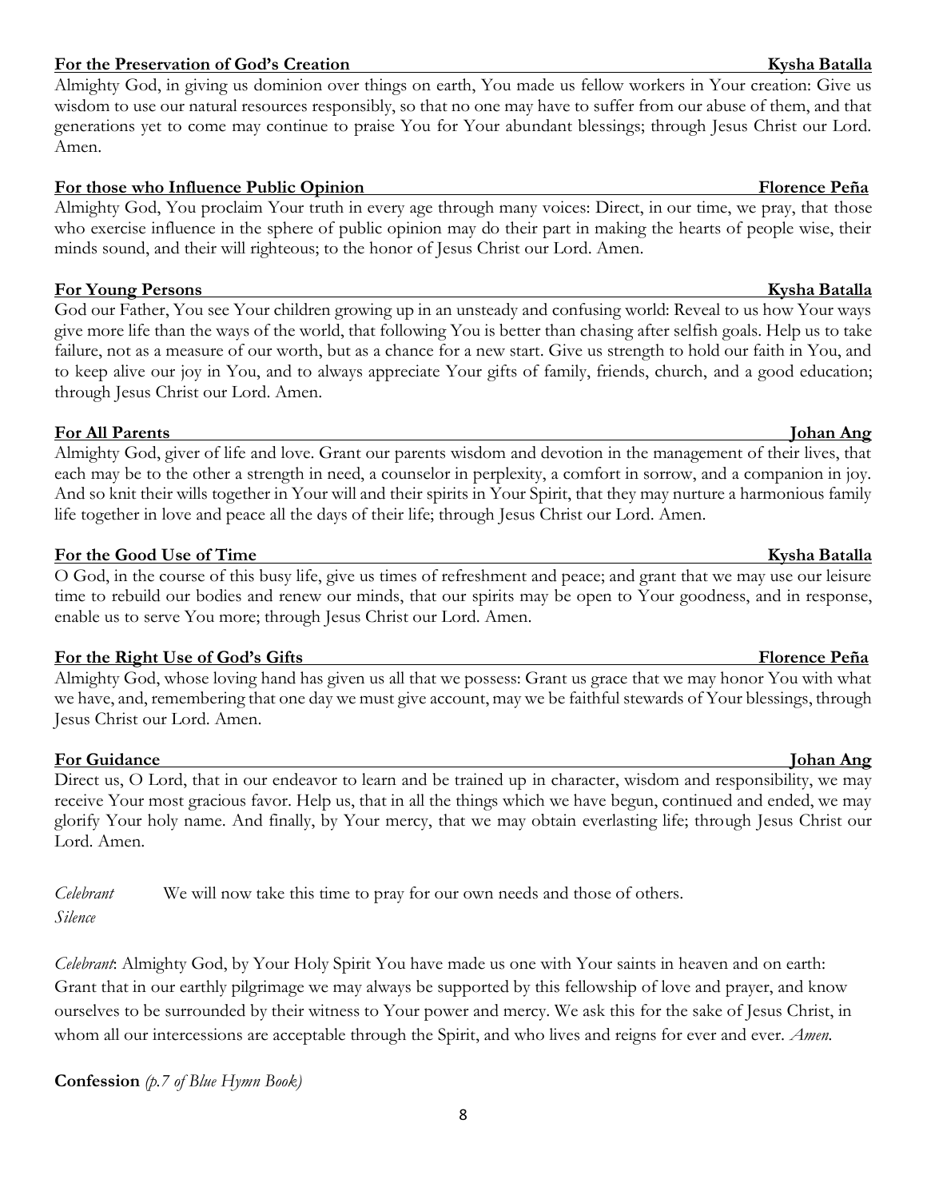**For the Preservation of God's Creation** **Kysha Batalla**

Almighty God, in giving us dominion over things on earth, You made us fellow workers in Your creation: Give us wisdom to use our natural resources responsibly, so that no one may have to suffer from our abuse of them, and that generations yet to come may continue to praise You for Your abundant blessings; through Jesus Christ our Lord. Amen.

**For those who Influence Public Opinion** **Florence Peña**

Almighty God, You proclaim Your truth in every age through many voices: Direct, in our time, we pray, that those who exercise influence in the sphere of public opinion may do their part in making the hearts of people wise, their minds sound, and their will righteous; to the honor of Jesus Christ our Lord. Amen.

**For Young Persons** **Kysha Batalla**

God our Father, You see Your children growing up in an unsteady and confusing world: Reveal to us how Your ways give more life than the ways of the world, that following You is better than chasing after selfish goals. Help us to take failure, not as a measure of our worth, but as a chance for a new start. Give us strength to hold our faith in You, and to keep alive our joy in You, and to always appreciate Your gifts of family, friends, church, and a good education; through Jesus Christ our Lord. Amen.

**For All Parents** **Johan Ang**

Almighty God, giver of life and love. Grant our parents wisdom and devotion in the management of their lives, that each may be to the other a strength in need, a counselor in perplexity, a comfort in sorrow, and a companion in joy. And so knit their wills together in Your will and their spirits in Your Spirit, that they may nurture a harmonious family life together in love and peace all the days of their life; through Jesus Christ our Lord. Amen.

**For the Good Use of Time** **Kysha Batalla**

O God, in the course of this busy life, give us times of refreshment and peace; and grant that we may use our leisure time to rebuild our bodies and renew our minds, that our spirits may be open to Your goodness, and in response, enable us to serve You more; through Jesus Christ our Lord. Amen.

**For the Right Use of God's Gifts** **Florence Peña**

Almighty God, whose loving hand has given us all that we possess: Grant us grace that we may honor You with what we have, and, remembering that one day we must give account, may we be faithful stewards of Your blessings, through Jesus Christ our Lord. Amen.

**For Guidance** **Johan Ang**

Direct us, O Lord, that in our endeavor to learn and be trained up in character, wisdom and responsibility, we may receive Your most gracious favor. Help us, that in all the things which we have begun, continued and ended, we may glorify Your holy name. And finally, by Your mercy, that we may obtain everlasting life; through Jesus Christ our Lord. Amen.

*Celebrant* We will now take this time to pray for our own needs and those of others.

*Silence*

*Celebrant*: Almighty God, by Your Holy Spirit You have made us one with Your saints in heaven and on earth: Grant that in our earthly pilgrimage we may always be supported by this fellowship of love and prayer, and know ourselves to be surrounded by their witness to Your power and mercy. We ask this for the sake of Jesus Christ, in whom all our intercessions are acceptable through the Spirit, and who lives and reigns for ever and ever. *Amen.*

**Confession** *(p.7 of Blue Hymn Book)*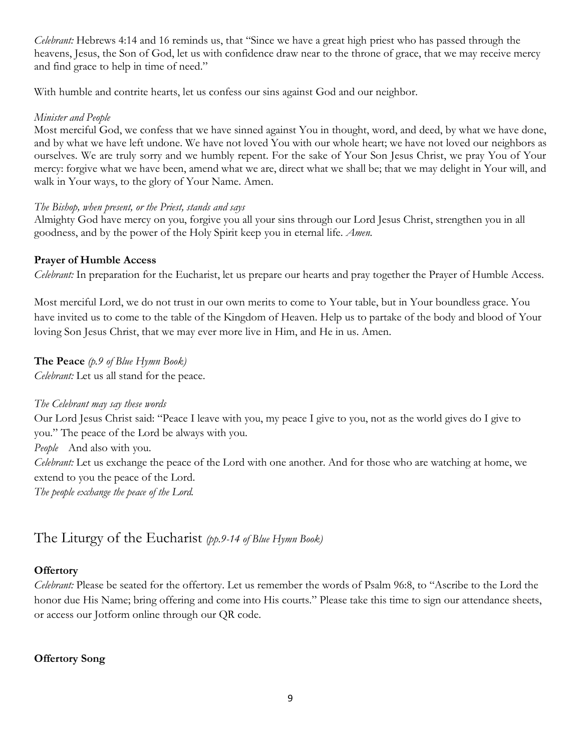*Celebrant:* Hebrews 4:14 and 16 reminds us, that "Since we have a great high priest who has passed through the heavens, Jesus, the Son of God, let us with confidence draw near to the throne of grace, that we may receive mercy and find grace to help in time of need."

With humble and contrite hearts, let us confess our sins against God and our neighbor.

*Minister and People*

Most merciful God, we confess that we have sinned against You in thought, word, and deed, by what we have done, and by what we have left undone. We have not loved You with our whole heart; we have not loved our neighbors as ourselves. We are truly sorry and we humbly repent. For the sake of Your Son Jesus Christ, we pray You of Your mercy: forgive what we have been, amend what we are, direct what we shall be; that we may delight in Your will, and walk in Your ways, to the glory of Your Name. Amen.

*The Bishop, when present, or the Priest, stands and says*

Almighty God have mercy on you, forgive you all your sins through our Lord Jesus Christ, strengthen you in all goodness, and by the power of the Holy Spirit keep you in eternal life. *Amen.*

**Prayer of Humble Access**

*Celebrant:* In preparation for the Eucharist, let us prepare our hearts and pray together the Prayer of Humble Access.

Most merciful Lord, we do not trust in our own merits to come to Your table, but in Your boundless grace. You have invited us to come to the table of the Kingdom of Heaven. Help us to partake of the body and blood of Your loving Son Jesus Christ, that we may ever more live in Him, and He in us. Amen.

**The Peace** *(p.9 of Blue Hymn Book)*

*Celebrant:* Let us all stand for the peace.

*The Celebrant may say these words*

Our Lord Jesus Christ said: "Peace I leave with you, my peace I give to you, not as the world gives do I give to you." The peace of the Lord be always with you.

*People* And also with you.

*Celebrant:* Let us exchange the peace of the Lord with one another. And for those who are watching at home, we extend to you the peace of the Lord.

*The people exchange the peace of the Lord.*

## The Liturgy of the Eucharist *(pp.9-14 of Blue Hymn Book)*

**Offertory**

*Celebrant:* Please be seated for the offertory. Let us remember the words of Psalm 96:8, to "Ascribe to the Lord the honor due His Name; bring offering and come into His courts." Please take this time to sign our attendance sheets, or access our Jotform online through our QR code.

**Offertory Song**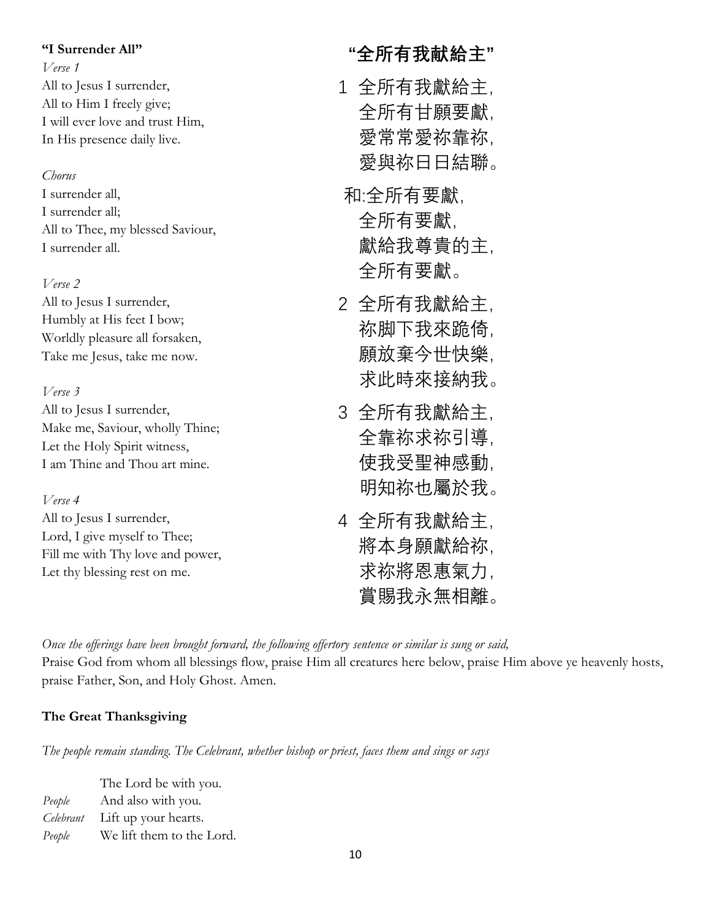**"I Surrender All"**

*Verse 1*
All to Jesus I surrender,
All to Him I freely give;
I will ever love and trust Him,
In His presence daily live.

*Chorus*
I surrender all,
I surrender all;
All to Thee, my blessed Saviour,
I surrender all.

*Verse 2*
All to Jesus I surrender,
Humbly at His feet I bow;
Worldly pleasure all forsaken,
Take me Jesus, take me now.

*Verse 3*
All to Jesus I surrender,
Make me, Saviour, wholly Thine;
Let the Holy Spirit witness,
I am Thine and Thou art mine.

*Verse 4*
All to Jesus I surrender,
Lord, I give myself to Thee;
Fill me with Thy love and power,
Let thy blessing rest on me.

**"全所有我獻給主"**

1 全所有我獻給主,
全所有甘願要獻,
愛常常愛祢靠祢,
愛與祢日日結聯。

和:全所有要獻,
全所有要獻,
獻給我尊貴的主,
全所有要獻。

2 全所有我獻給主,
祢脚下我來跪倚,
願放棄今世快樂,
求此時來接納我。

3 全所有我獻給主,
全靠祢求祢引導,
使我受聖神感動,
明知祢也屬於我。

4 全所有我獻給主,
將本身願獻給祢,
求祢將恩惠氣力,
賞賜我永無相離。

*Once the offerings have been brought forward, the following offertory sentence or similar is sung or said,*
Praise God from whom all blessings flow, praise Him all creatures here below, praise Him above ye heavenly hosts, praise Father, Son, and Holy Ghost. Amen.

**The Great Thanksgiving**

*The people remain standing. The Celebrant, whether bishop or priest, faces them and sings or says*

The Lord be with you.
*People* And also with you.
*Celebrant* Lift up your hearts.
*People* We lift them to the Lord.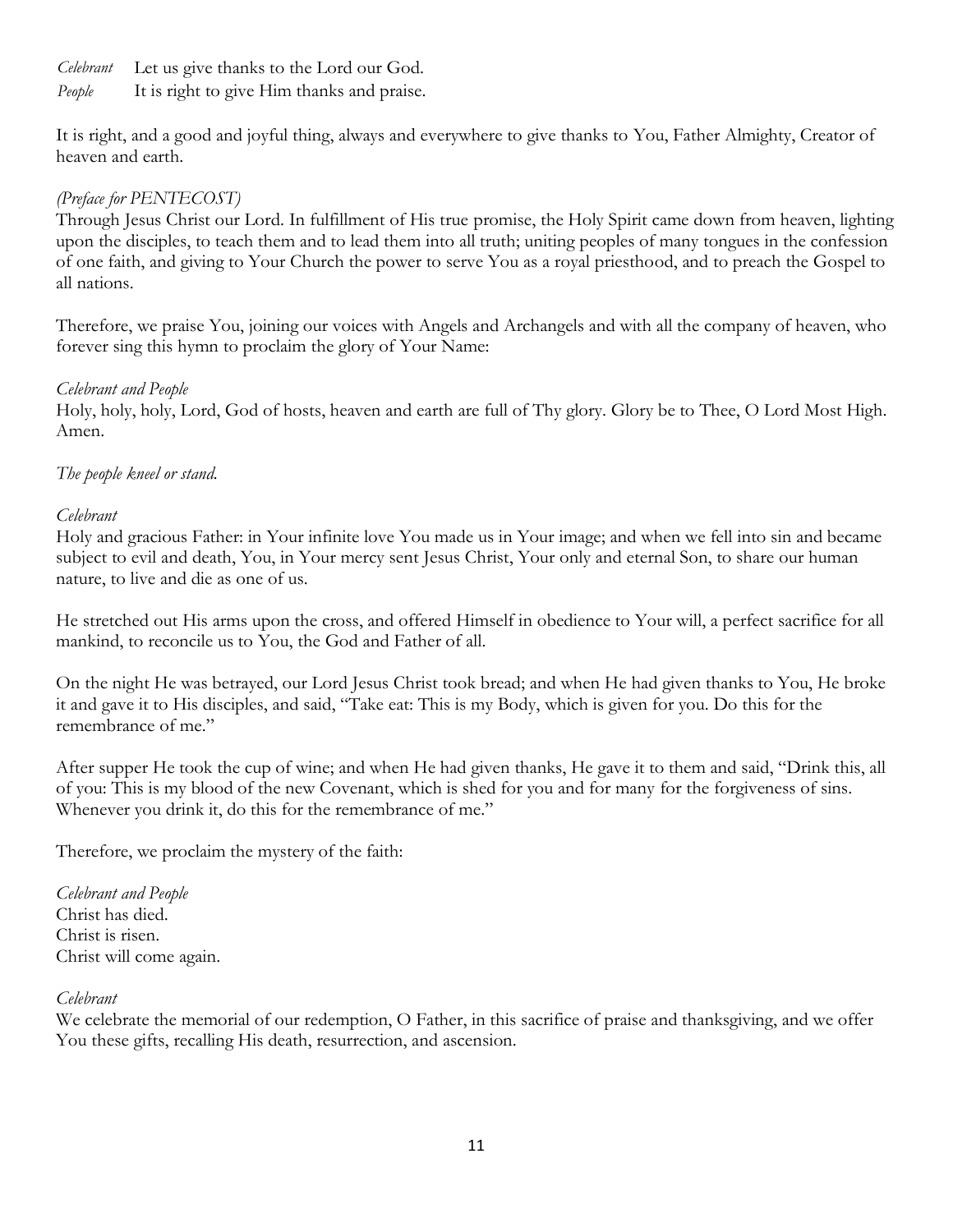*Celebrant* Let us give thanks to the Lord our God.
*People* It is right to give Him thanks and praise.

It is right, and a good and joyful thing, always and everywhere to give thanks to You, Father Almighty, Creator of heaven and earth.

*(Preface for PENTECOST)*
Through Jesus Christ our Lord. In fulfillment of His true promise, the Holy Spirit came down from heaven, lighting upon the disciples, to teach them and to lead them into all truth; uniting peoples of many tongues in the confession of one faith, and giving to Your Church the power to serve You as a royal priesthood, and to preach the Gospel to all nations.

Therefore, we praise You, joining our voices with Angels and Archangels and with all the company of heaven, who forever sing this hymn to proclaim the glory of Your Name:

*Celebrant and People*
Holy, holy, holy, Lord, God of hosts, heaven and earth are full of Thy glory. Glory be to Thee, O Lord Most High. Amen.

*The people kneel or stand.*

*Celebrant*
Holy and gracious Father: in Your infinite love You made us in Your image; and when we fell into sin and became subject to evil and death, You, in Your mercy sent Jesus Christ, Your only and eternal Son, to share our human nature, to live and die as one of us.

He stretched out His arms upon the cross, and offered Himself in obedience to Your will, a perfect sacrifice for all mankind, to reconcile us to You, the God and Father of all.

On the night He was betrayed, our Lord Jesus Christ took bread; and when He had given thanks to You, He broke it and gave it to His disciples, and said, "Take eat: This is my Body, which is given for you. Do this for the remembrance of me."

After supper He took the cup of wine; and when He had given thanks, He gave it to them and said, "Drink this, all of you: This is my blood of the new Covenant, which is shed for you and for many for the forgiveness of sins. Whenever you drink it, do this for the remembrance of me."

Therefore, we proclaim the mystery of the faith:

*Celebrant and People*
Christ has died.
Christ is risen.
Christ will come again.

*Celebrant*
We celebrate the memorial of our redemption, O Father, in this sacrifice of praise and thanksgiving, and we offer You these gifts, recalling His death, resurrection, and ascension.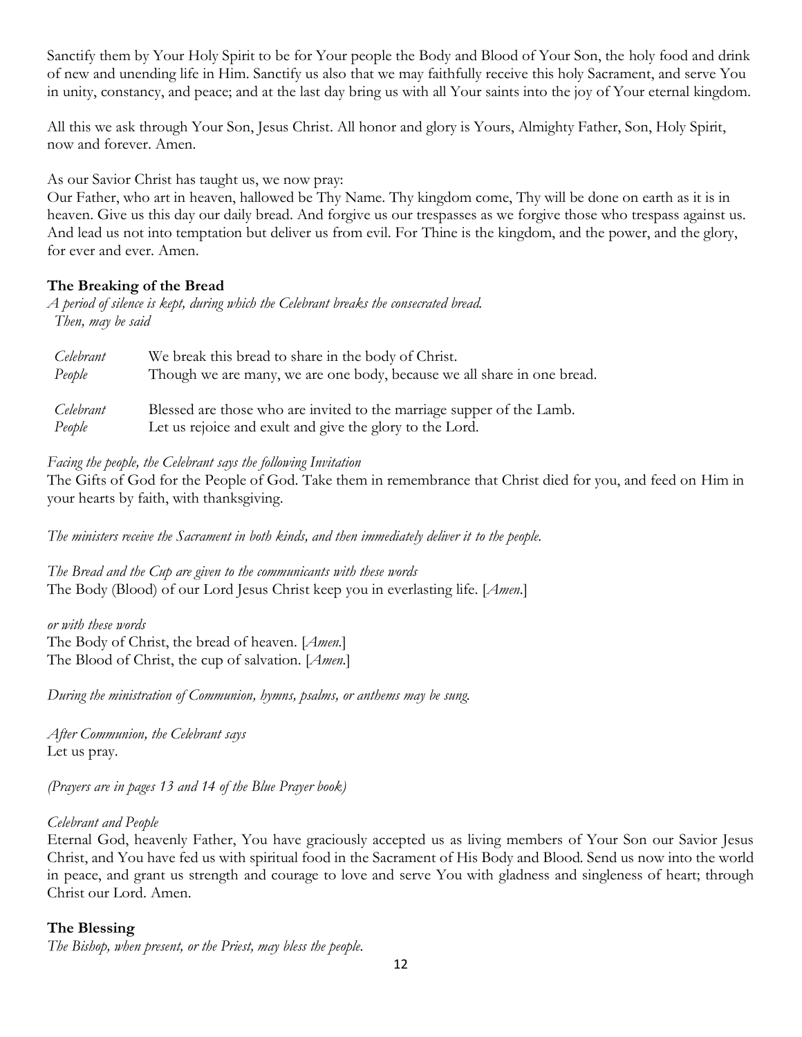Sanctify them by Your Holy Spirit to be for Your people the Body and Blood of Your Son, the holy food and drink of new and unending life in Him. Sanctify us also that we may faithfully receive this holy Sacrament, and serve You in unity, constancy, and peace; and at the last day bring us with all Your saints into the joy of Your eternal kingdom.

All this we ask through Your Son, Jesus Christ. All honor and glory is Yours, Almighty Father, Son, Holy Spirit, now and forever. Amen.

As our Savior Christ has taught us, we now pray:
Our Father, who art in heaven, hallowed be Thy Name. Thy kingdom come, Thy will be done on earth as it is in heaven. Give us this day our daily bread. And forgive us our trespasses as we forgive those who trespass against us. And lead us not into temptation but deliver us from evil. For Thine is the kingdom, and the power, and the glory, for ever and ever. Amen.

**The Breaking of the Bread**

*A period of silence is kept, during which the Celebrant breaks the consecrated bread.*
*Then, may be said*

| | |
|---|---|
| *Celebrant* | We break this bread to share in the body of Christ. |
| *People* | Though we are many, we are one body, because we all share in one bread. |
| *Celebrant* | Blessed are those who are invited to the marriage supper of the Lamb. |
| *People* | Let us rejoice and exult and give the glory to the Lord. |

*Facing the people, the Celebrant says the following Invitation*
The Gifts of God for the People of God. Take them in remembrance that Christ died for you, and feed on Him in your hearts by faith, with thanksgiving.

*The ministers receive the Sacrament in both kinds, and then immediately deliver it to the people.*

*The Bread and the Cup are given to the communicants with these words*
The Body (Blood) of our Lord Jesus Christ keep you in everlasting life. [*Amen.*]

*or with these words*
The Body of Christ, the bread of heaven. [*Amen.*]
The Blood of Christ, the cup of salvation. [*Amen.*]

*During the ministration of Communion, hymns, psalms, or anthems may be sung.*

*After Communion, the Celebrant says*
Let us pray.

*(Prayers are in pages 13 and 14 of the Blue Prayer book)*

*Celebrant and People*
Eternal God, heavenly Father, You have graciously accepted us as living members of Your Son our Savior Jesus Christ, and You have fed us with spiritual food in the Sacrament of His Body and Blood. Send us now into the world in peace, and grant us strength and courage to love and serve You with gladness and singleness of heart; through Christ our Lord. Amen.

**The Blessing**

*The Bishop, when present, or the Priest, may bless the people.*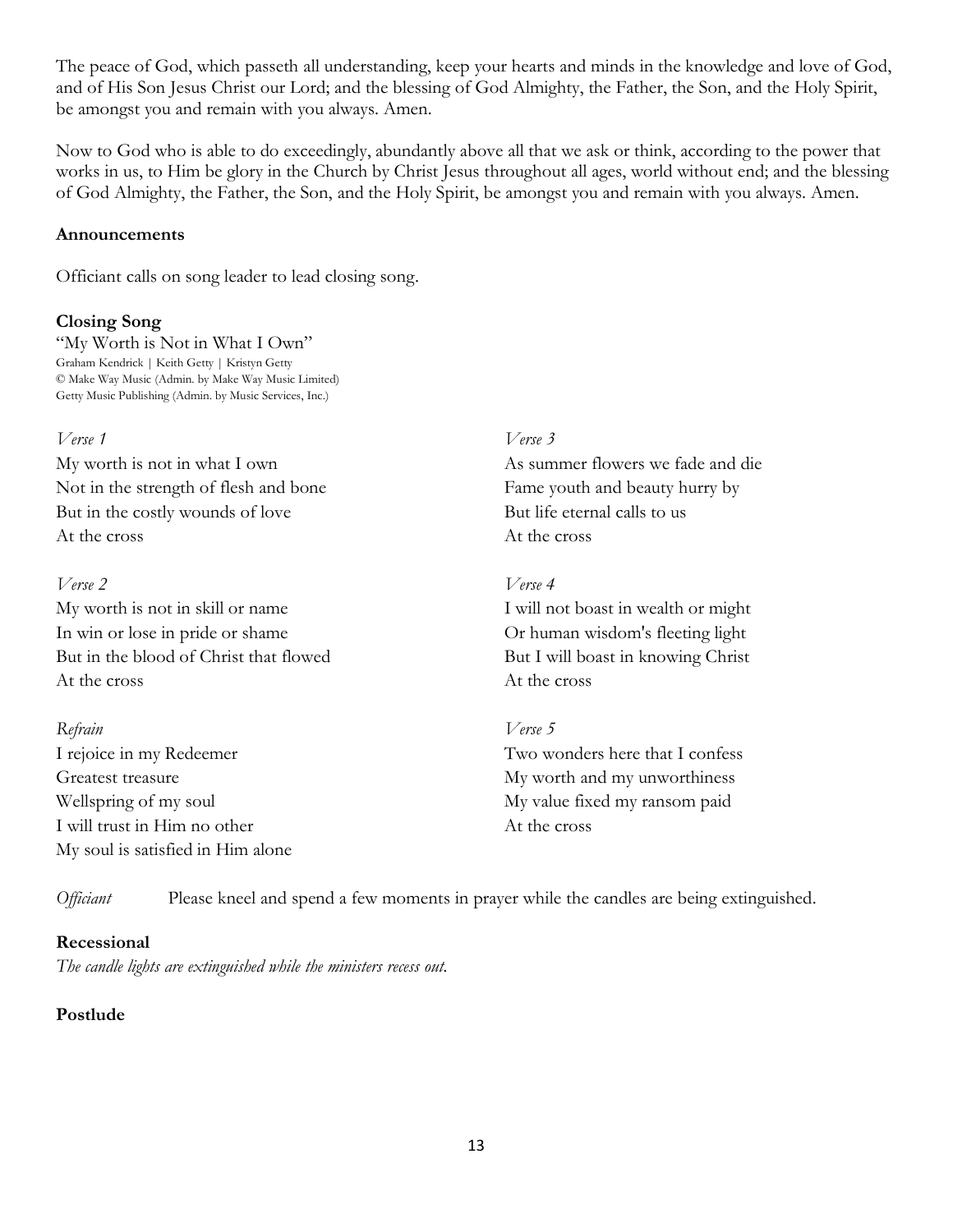The peace of God, which passeth all understanding, keep your hearts and minds in the knowledge and love of God, and of His Son Jesus Christ our Lord; and the blessing of God Almighty, the Father, the Son, and the Holy Spirit, be amongst you and remain with you always. Amen.

Now to God who is able to do exceedingly, abundantly above all that we ask or think, according to the power that works in us, to Him be glory in the Church by Christ Jesus throughout all ages, world without end; and the blessing of God Almighty, the Father, the Son, and the Holy Spirit, be amongst you and remain with you always. Amen.

**Announcements**

Officiant calls on song leader to lead closing song.

**Closing Song**

"My Worth is Not in What I Own"
Graham Kendrick | Keith Getty | Kristyn Getty
© Make Way Music (Admin. by Make Way Music Limited)
Getty Music Publishing (Admin. by Music Services, Inc.)

*Verse 1*
My worth is not in what I own
Not in the strength of flesh and bone
But in the costly wounds of love
At the cross

*Verse 2*
My worth is not in skill or name
In win or lose in pride or shame
But in the blood of Christ that flowed
At the cross

*Refrain*
I rejoice in my Redeemer
Greatest treasure
Wellspring of my soul
I will trust in Him no other
My soul is satisfied in Him alone

*Verse 3*
As summer flowers we fade and die
Fame youth and beauty hurry by
But life eternal calls to us
At the cross

*Verse 4*
I will not boast in wealth or might
Or human wisdom's fleeting light
But I will boast in knowing Christ
At the cross

*Verse 5*
Two wonders here that I confess
My worth and my unworthiness
My value fixed my ransom paid
At the cross

*Officiant* Please kneel and spend a few moments in prayer while the candles are being extinguished.

**Recessional**

*The candle lights are extinguished while the ministers recess out.*

**Postlude**